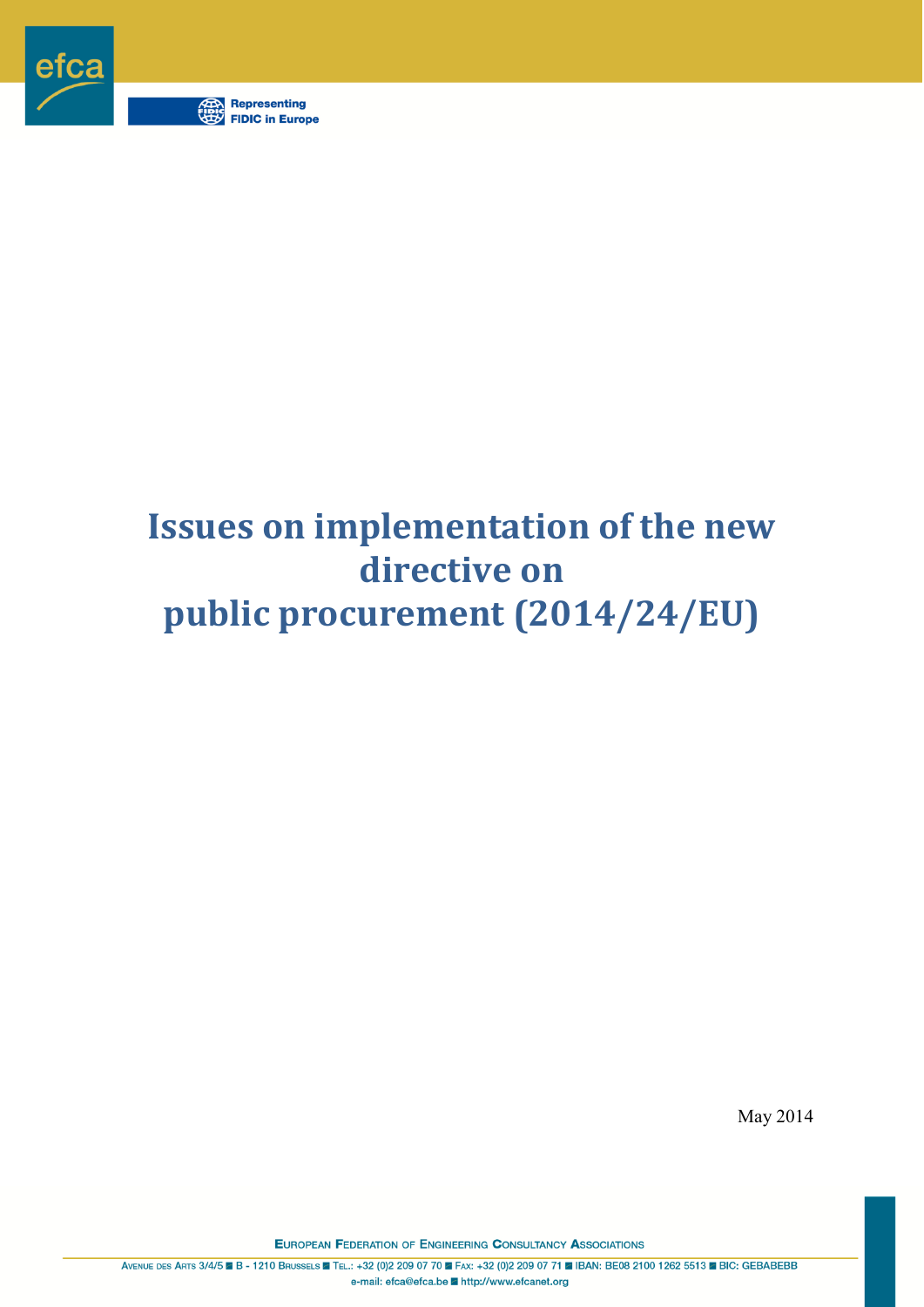efca

Representing FIDIC in Europe

# Issues on implementation of the new directive on public procurement (2014/24/EU)

May 2014

EUROPEAN FEDERATION OF ENGINEERING CONSULTANCY ASSOCIATIONS

AVENUE DES ARTS 3/4/5 ■ B - 1210 BRUSSELS ■ TEL.: +32 (0)2 209 07 70 ■ FAX: +32 (0)2 209 07 71 ■ IBAN: BE08 2100 1262 5513 ■ BIC: GEBABEBB
e-mail: efca@efca.be ■ http://www.efcanet.org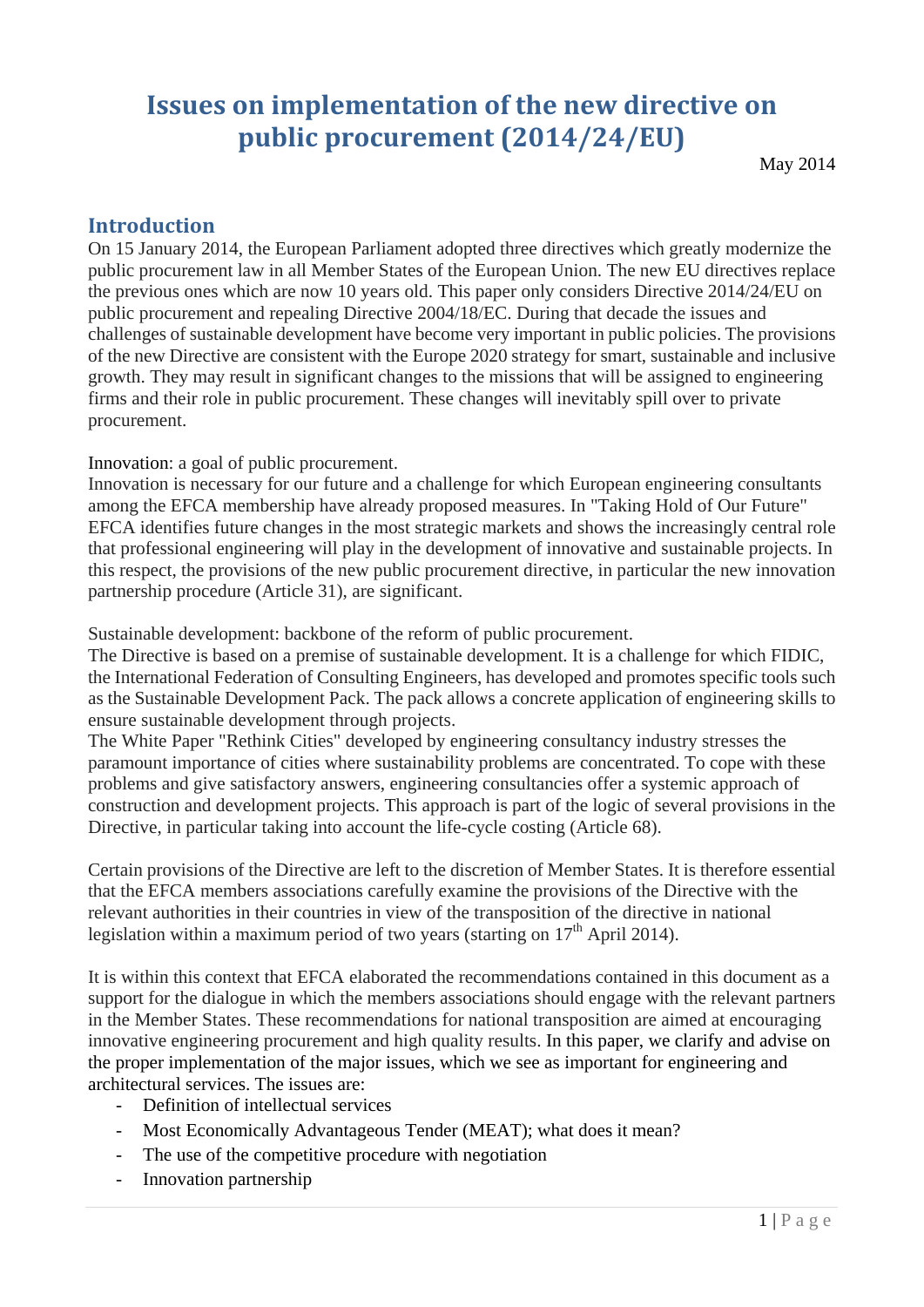# Issues on implementation of the new directive on public procurement (2014/24/EU)

May 2014

## Introduction

On 15 January 2014, the European Parliament adopted three directives which greatly modernize the public procurement law in all Member States of the European Union. The new EU directives replace the previous ones which are now 10 years old. This paper only considers Directive 2014/24/EU on public procurement and repealing Directive 2004/18/EC. During that decade the issues and challenges of sustainable development have become very important in public policies. The provisions of the new Directive are consistent with the Europe 2020 strategy for smart, sustainable and inclusive growth. They may result in significant changes to the missions that will be assigned to engineering firms and their role in public procurement. These changes will inevitably spill over to private procurement.

Innovation: a goal of public procurement.
Innovation is necessary for our future and a challenge for which European engineering consultants among the EFCA membership have already proposed measures. In "Taking Hold of Our Future" EFCA identifies future changes in the most strategic markets and shows the increasingly central role that professional engineering will play in the development of innovative and sustainable projects. In this respect, the provisions of the new public procurement directive, in particular the new innovation partnership procedure (Article 31), are significant.

Sustainable development: backbone of the reform of public procurement.
The Directive is based on a premise of sustainable development. It is a challenge for which FIDIC, the International Federation of Consulting Engineers, has developed and promotes specific tools such as the Sustainable Development Pack. The pack allows a concrete application of engineering skills to ensure sustainable development through projects.
The White Paper "Rethink Cities" developed by engineering consultancy industry stresses the paramount importance of cities where sustainability problems are concentrated. To cope with these problems and give satisfactory answers, engineering consultancies offer a systemic approach of construction and development projects. This approach is part of the logic of several provisions in the Directive, in particular taking into account the life-cycle costing (Article 68).

Certain provisions of the Directive are left to the discretion of Member States. It is therefore essential that the EFCA members associations carefully examine the provisions of the Directive with the relevant authorities in their countries in view of the transposition of the directive in national legislation within a maximum period of two years (starting on 17th April 2014).

It is within this context that EFCA elaborated the recommendations contained in this document as a support for the dialogue in which the members associations should engage with the relevant partners in the Member States. These recommendations for national transposition are aimed at encouraging innovative engineering procurement and high quality results. In this paper, we clarify and advise on the proper implementation of the major issues, which we see as important for engineering and architectural services. The issues are:

- Definition of intellectual services
- Most Economically Advantageous Tender (MEAT); what does it mean?
- The use of the competitive procedure with negotiation
- Innovation partnership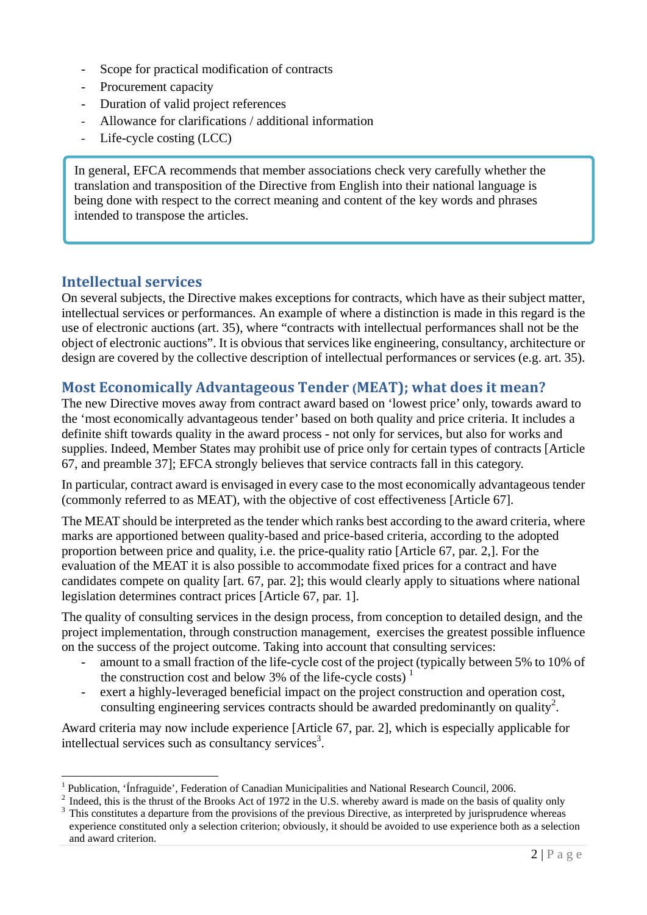- Scope for practical modification of contracts
- Procurement capacity
- Duration of valid project references
- Allowance for clarifications / additional information
- Life-cycle costing (LCC)

> In general, EFCA recommends that member associations check very carefully whether the translation and transposition of the Directive from English into their national language is being done with respect to the correct meaning and content of the key words and phrases intended to transpose the articles.

## Intellectual services

On several subjects, the Directive makes exceptions for contracts, which have as their subject matter, intellectual services or performances. An example of where a distinction is made in this regard is the use of electronic auctions (art. 35), where "contracts with intellectual performances shall not be the object of electronic auctions". It is obvious that services like engineering, consultancy, architecture or design are covered by the collective description of intellectual performances or services (e.g. art. 35).

## Most Economically Advantageous Tender (MEAT); what does it mean?

The new Directive moves away from contract award based on 'lowest price' only, towards award to the 'most economically advantageous tender' based on both quality and price criteria. It includes a definite shift towards quality in the award process - not only for services, but also for works and supplies. Indeed, Member States may prohibit use of price only for certain types of contracts [Article 67, and preamble 37]; EFCA strongly believes that service contracts fall in this category.

In particular, contract award is envisaged in every case to the most economically advantageous tender (commonly referred to as MEAT), with the objective of cost effectiveness [Article 67].

The MEAT should be interpreted as the tender which ranks best according to the award criteria, where marks are apportioned between quality-based and price-based criteria, according to the adopted proportion between price and quality, i.e. the price-quality ratio [Article 67, par. 2,]. For the evaluation of the MEAT it is also possible to accommodate fixed prices for a contract and have candidates compete on quality [art. 67, par. 2]; this would clearly apply to situations where national legislation determines contract prices [Article 67, par. 1].

The quality of consulting services in the design process, from conception to detailed design, and the project implementation, through construction management, exercises the greatest possible influence on the success of the project outcome. Taking into account that consulting services:

- amount to a small fraction of the life-cycle cost of the project (typically between 5% to 10% of the construction cost and below 3% of the life-cycle costs) [1]
- exert a highly-leveraged beneficial impact on the project construction and operation cost,

consulting engineering services contracts should be awarded predominantly on quality[2].

Award criteria may now include experience [Article 67, par. 2], which is especially applicable for intellectual services such as consultancy services[3].

---

[1] Publication, 'Ínfraguide', Federation of Canadian Municipalities and National Research Council, 2006.

[2] Indeed, this is the thrust of the Brooks Act of 1972 in the U.S. whereby award is made on the basis of quality only

[3] This constitutes a departure from the provisions of the previous Directive, as interpreted by jurisprudence whereas experience constituted only a selection criterion; obviously, it should be avoided to use experience both as a selection and award criterion.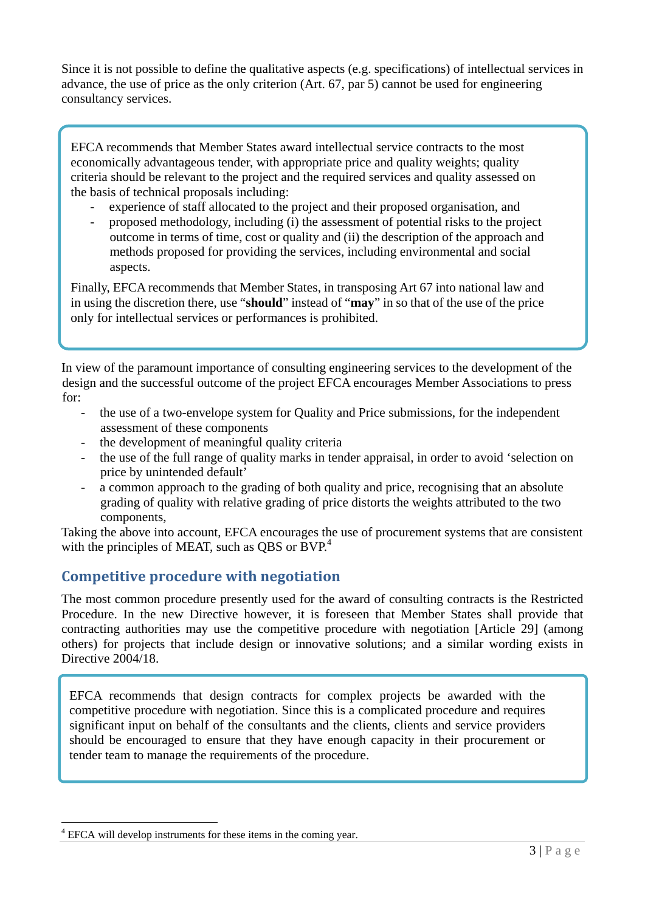Since it is not possible to define the qualitative aspects (e.g. specifications) of intellectual services in advance, the use of price as the only criterion (Art. 67, par 5) cannot be used for engineering consultancy services.

> EFCA recommends that Member States award intellectual service contracts to the most economically advantageous tender, with appropriate price and quality weights; quality criteria should be relevant to the project and the required services and quality assessed on the basis of technical proposals including:
>
> - experience of staff allocated to the project and their proposed organisation, and
> - proposed methodology, including (i) the assessment of potential risks to the project outcome in terms of time, cost or quality and (ii) the description of the approach and methods proposed for providing the services, including environmental and social aspects.
>
> Finally, EFCA recommends that Member States, in transposing Art 67 into national law and in using the discretion there, use "**should**" instead of "**may**" in so that of the use of the price only for intellectual services or performances is prohibited.

In view of the paramount importance of consulting engineering services to the development of the design and the successful outcome of the project EFCA encourages Member Associations to press for:

- the use of a two-envelope system for Quality and Price submissions, for the independent assessment of these components
- the development of meaningful quality criteria
- the use of the full range of quality marks in tender appraisal, in order to avoid 'selection on price by unintended default'
- a common approach to the grading of both quality and price, recognising that an absolute grading of quality with relative grading of price distorts the weights attributed to the two components,

Taking the above into account, EFCA encourages the use of procurement systems that are consistent with the principles of MEAT, such as QBS or BVP.[4]

## Competitive procedure with negotiation

The most common procedure presently used for the award of consulting contracts is the Restricted Procedure. In the new Directive however, it is foreseen that Member States shall provide that contracting authorities may use the competitive procedure with negotiation [Article 29] (among others) for projects that include design or innovative solutions; and a similar wording exists in Directive 2004/18.

> EFCA recommends that design contracts for complex projects be awarded with the competitive procedure with negotiation. Since this is a complicated procedure and requires significant input on behalf of the consultants and the clients, clients and service providers should be encouraged to ensure that they have enough capacity in their procurement or tender team to manage the requirements of the procedure.

[4] EFCA will develop instruments for these items in the coming year.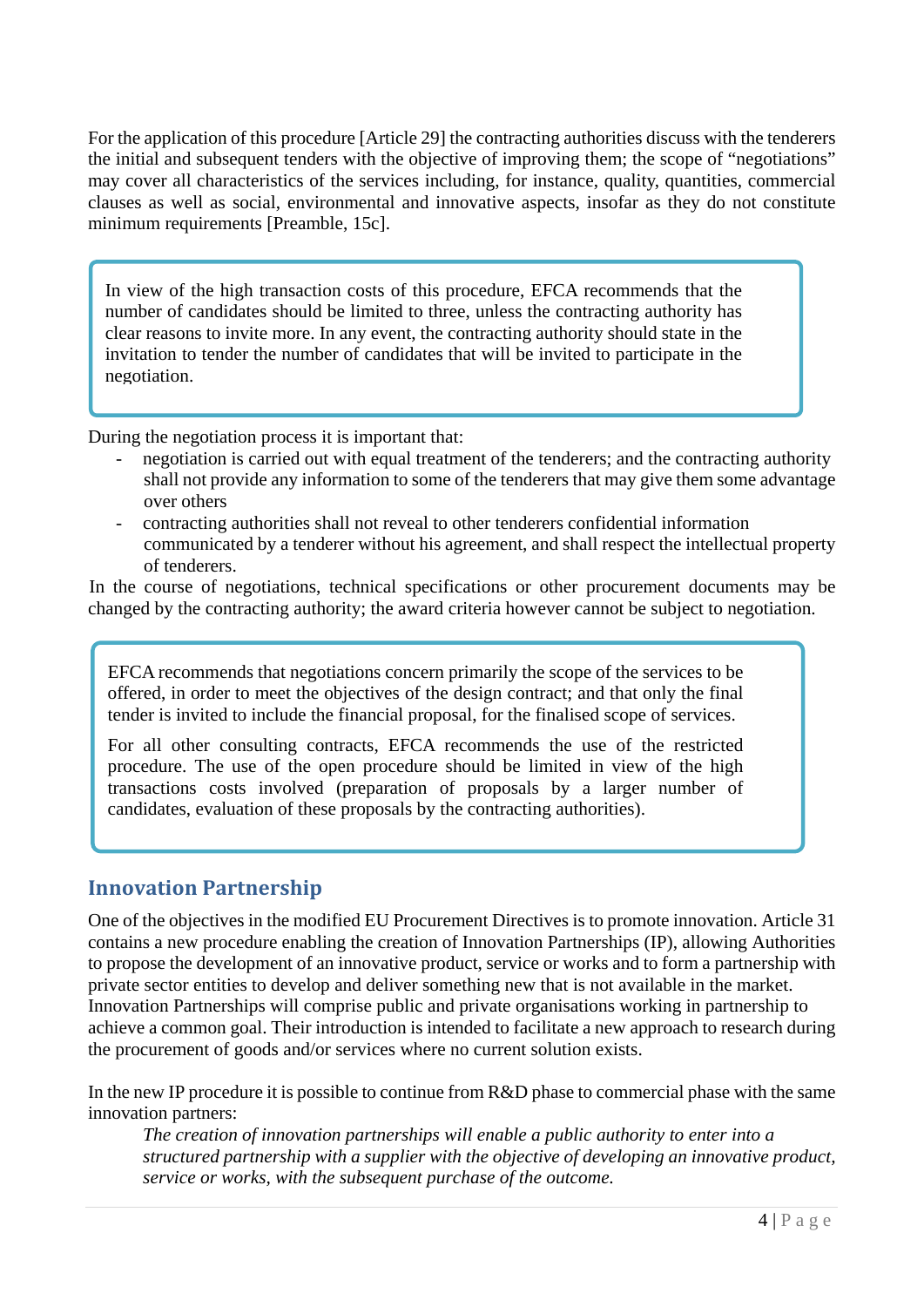For the application of this procedure [Article 29] the contracting authorities discuss with the tenderers the initial and subsequent tenders with the objective of improving them; the scope of "negotiations" may cover all characteristics of the services including, for instance, quality, quantities, commercial clauses as well as social, environmental and innovative aspects, insofar as they do not constitute minimum requirements [Preamble, 15c].

> In view of the high transaction costs of this procedure, EFCA recommends that the number of candidates should be limited to three, unless the contracting authority has clear reasons to invite more. In any event, the contracting authority should state in the invitation to tender the number of candidates that will be invited to participate in the negotiation.

During the negotiation process it is important that:

- negotiation is carried out with equal treatment of the tenderers; and the contracting authority shall not provide any information to some of the tenderers that may give them some advantage over others
- contracting authorities shall not reveal to other tenderers confidential information communicated by a tenderer without his agreement, and shall respect the intellectual property of tenderers.

In the course of negotiations, technical specifications or other procurement documents may be changed by the contracting authority; the award criteria however cannot be subject to negotiation.

> EFCA recommends that negotiations concern primarily the scope of the services to be offered, in order to meet the objectives of the design contract; and that only the final tender is invited to include the financial proposal, for the finalised scope of services.
>
> For all other consulting contracts, EFCA recommends the use of the restricted procedure. The use of the open procedure should be limited in view of the high transactions costs involved (preparation of proposals by a larger number of candidates, evaluation of these proposals by the contracting authorities).

## Innovation Partnership

One of the objectives in the modified EU Procurement Directives is to promote innovation. Article 31 contains a new procedure enabling the creation of Innovation Partnerships (IP), allowing Authorities to propose the development of an innovative product, service or works and to form a partnership with private sector entities to develop and deliver something new that is not available in the market. Innovation Partnerships will comprise public and private organisations working in partnership to achieve a common goal. Their introduction is intended to facilitate a new approach to research during the procurement of goods and/or services where no current solution exists.

In the new IP procedure it is possible to continue from R&D phase to commercial phase with the same innovation partners:

> *The creation of innovation partnerships will enable a public authority to enter into a structured partnership with a supplier with the objective of developing an innovative product, service or works, with the subsequent purchase of the outcome.*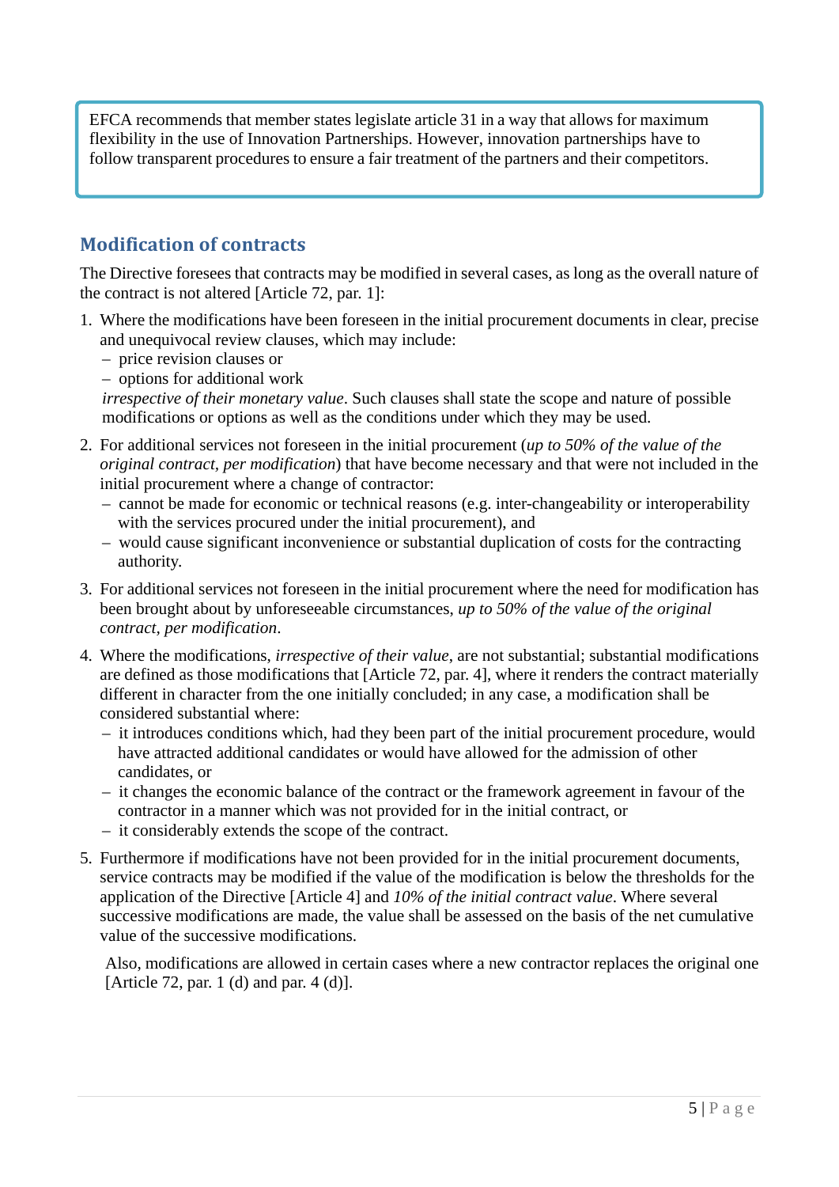> EFCA recommends that member states legislate article 31 in a way that allows for maximum flexibility in the use of Innovation Partnerships. However, innovation partnerships have to follow transparent procedures to ensure a fair treatment of the partners and their competitors.

## Modification of contracts

The Directive foresees that contracts may be modified in several cases, as long as the overall nature of the contract is not altered [Article 72, par. 1]:

1. Where the modifications have been foreseen in the initial procurement documents in clear, precise and unequivocal review clauses, which may include:
   - price revision clauses or
   - options for additional work

   *irrespective of their monetary value*. Such clauses shall state the scope and nature of possible modifications or options as well as the conditions under which they may be used.

2. For additional services not foreseen in the initial procurement (*up to 50% of the value of the original contract, per modification*) that have become necessary and that were not included in the initial procurement where a change of contractor:
   - cannot be made for economic or technical reasons (e.g. inter-changeability or interoperability with the services procured under the initial procurement), and
   - would cause significant inconvenience or substantial duplication of costs for the contracting authority.

3. For additional services not foreseen in the initial procurement where the need for modification has been brought about by unforeseeable circumstances, *up to 50% of the value of the original contract, per modification*.

4. Where the modifications, *irrespective of their value*, are not substantial; substantial modifications are defined as those modifications that [Article 72, par. 4], where it renders the contract materially different in character from the one initially concluded; in any case, a modification shall be considered substantial where:
   - it introduces conditions which, had they been part of the initial procurement procedure, would have attracted additional candidates or would have allowed for the admission of other candidates, or
   - it changes the economic balance of the contract or the framework agreement in favour of the contractor in a manner which was not provided for in the initial contract, or
   - it considerably extends the scope of the contract.

5. Furthermore if modifications have not been provided for in the initial procurement documents, service contracts may be modified if the value of the modification is below the thresholds for the application of the Directive [Article 4] and *10% of the initial contract value*. Where several successive modifications are made, the value shall be assessed on the basis of the net cumulative value of the successive modifications.

   Also, modifications are allowed in certain cases where a new contractor replaces the original one [Article 72, par. 1 (d) and par. 4 (d)].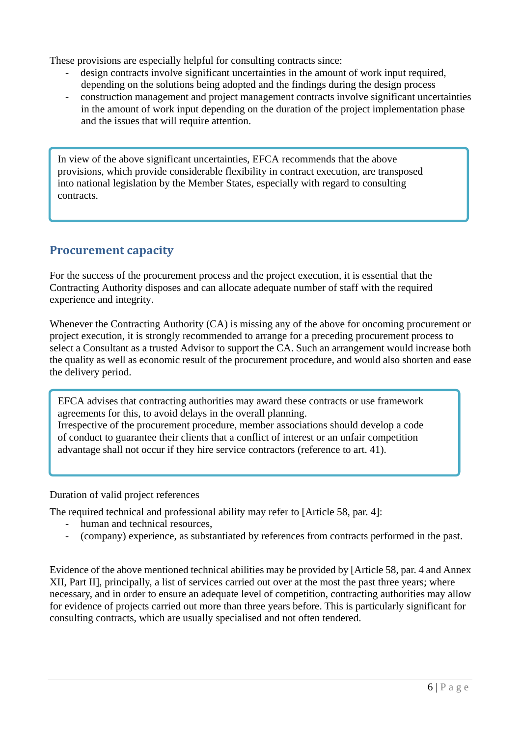These provisions are especially helpful for consulting contracts since:

- design contracts involve significant uncertainties in the amount of work input required, depending on the solutions being adopted and the findings during the design process
- construction management and project management contracts involve significant uncertainties in the amount of work input depending on the duration of the project implementation phase and the issues that will require attention.

> In view of the above significant uncertainties, EFCA recommends that the above provisions, which provide considerable flexibility in contract execution, are transposed into national legislation by the Member States, especially with regard to consulting contracts.

## Procurement capacity

For the success of the procurement process and the project execution, it is essential that the Contracting Authority disposes and can allocate adequate number of staff with the required experience and integrity.

Whenever the Contracting Authority (CA) is missing any of the above for oncoming procurement or project execution, it is strongly recommended to arrange for a preceding procurement process to select a Consultant as a trusted Advisor to support the CA. Such an arrangement would increase both the quality as well as economic result of the procurement procedure, and would also shorten and ease the delivery period.

> EFCA advises that contracting authorities may award these contracts or use framework agreements for this, to avoid delays in the overall planning.
> Irrespective of the procurement procedure, member associations should develop a code of conduct to guarantee their clients that a conflict of interest or an unfair competition advantage shall not occur if they hire service contractors (reference to art. 41).

Duration of valid project references

The required technical and professional ability may refer to [Article 58, par. 4]:

- human and technical resources,
- (company) experience, as substantiated by references from contracts performed in the past.

Evidence of the above mentioned technical abilities may be provided by [Article 58, par. 4 and Annex XII, Part II], principally, a list of services carried out over at the most the past three years; where necessary, and in order to ensure an adequate level of competition, contracting authorities may allow for evidence of projects carried out more than three years before. This is particularly significant for consulting contracts, which are usually specialised and not often tendered.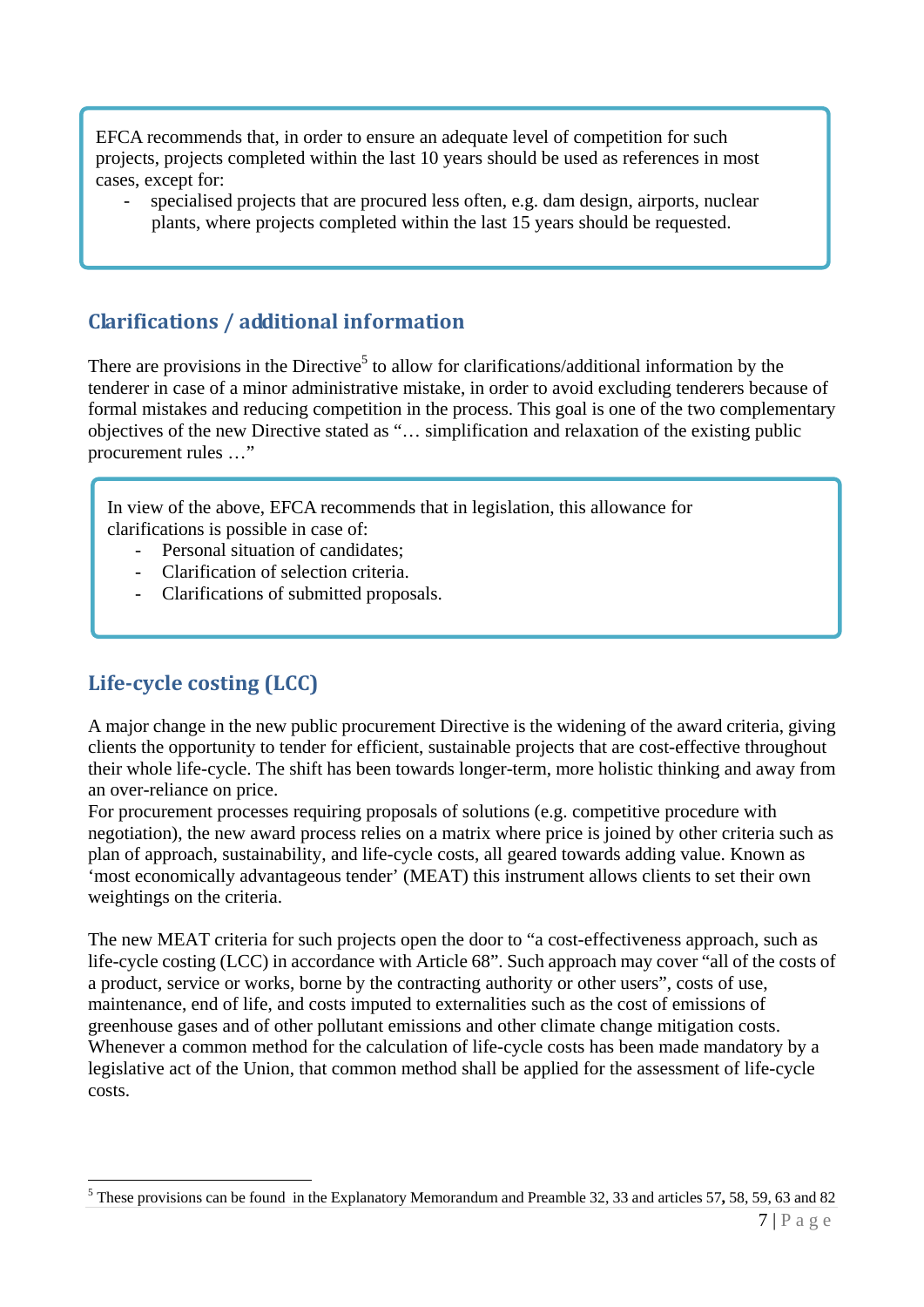EFCA recommends that, in order to ensure an adequate level of competition for such projects, projects completed within the last 10 years should be used as references in most cases, except for:

- specialised projects that are procured less often, e.g. dam design, airports, nuclear plants, where projects completed within the last 15 years should be requested.

## Clarifications / additional information

There are provisions in the Directive[5] to allow for clarifications/additional information by the tenderer in case of a minor administrative mistake, in order to avoid excluding tenderers because of formal mistakes and reducing competition in the process. This goal is one of the two complementary objectives of the new Directive stated as "… simplification and relaxation of the existing public procurement rules …"

In view of the above, EFCA recommends that in legislation, this allowance for clarifications is possible in case of:

- Personal situation of candidates;
- Clarification of selection criteria.
- Clarifications of submitted proposals.

## Life-cycle costing (LCC)

A major change in the new public procurement Directive is the widening of the award criteria, giving clients the opportunity to tender for efficient, sustainable projects that are cost-effective throughout their whole life-cycle. The shift has been towards longer-term, more holistic thinking and away from an over-reliance on price.
For procurement processes requiring proposals of solutions (e.g. competitive procedure with negotiation), the new award process relies on a matrix where price is joined by other criteria such as plan of approach, sustainability, and life-cycle costs, all geared towards adding value. Known as 'most economically advantageous tender' (MEAT) this instrument allows clients to set their own weightings on the criteria.

The new MEAT criteria for such projects open the door to "a cost-effectiveness approach, such as life-cycle costing (LCC) in accordance with Article 68". Such approach may cover "all of the costs of a product, service or works, borne by the contracting authority or other users", costs of use, maintenance, end of life, and costs imputed to externalities such as the cost of emissions of greenhouse gases and of other pollutant emissions and other climate change mitigation costs. Whenever a common method for the calculation of life-cycle costs has been made mandatory by a legislative act of the Union, that common method shall be applied for the assessment of life-cycle costs.

[5] These provisions can be found in the Explanatory Memorandum and Preamble 32, 33 and articles 57, 58, 59, 63 and 82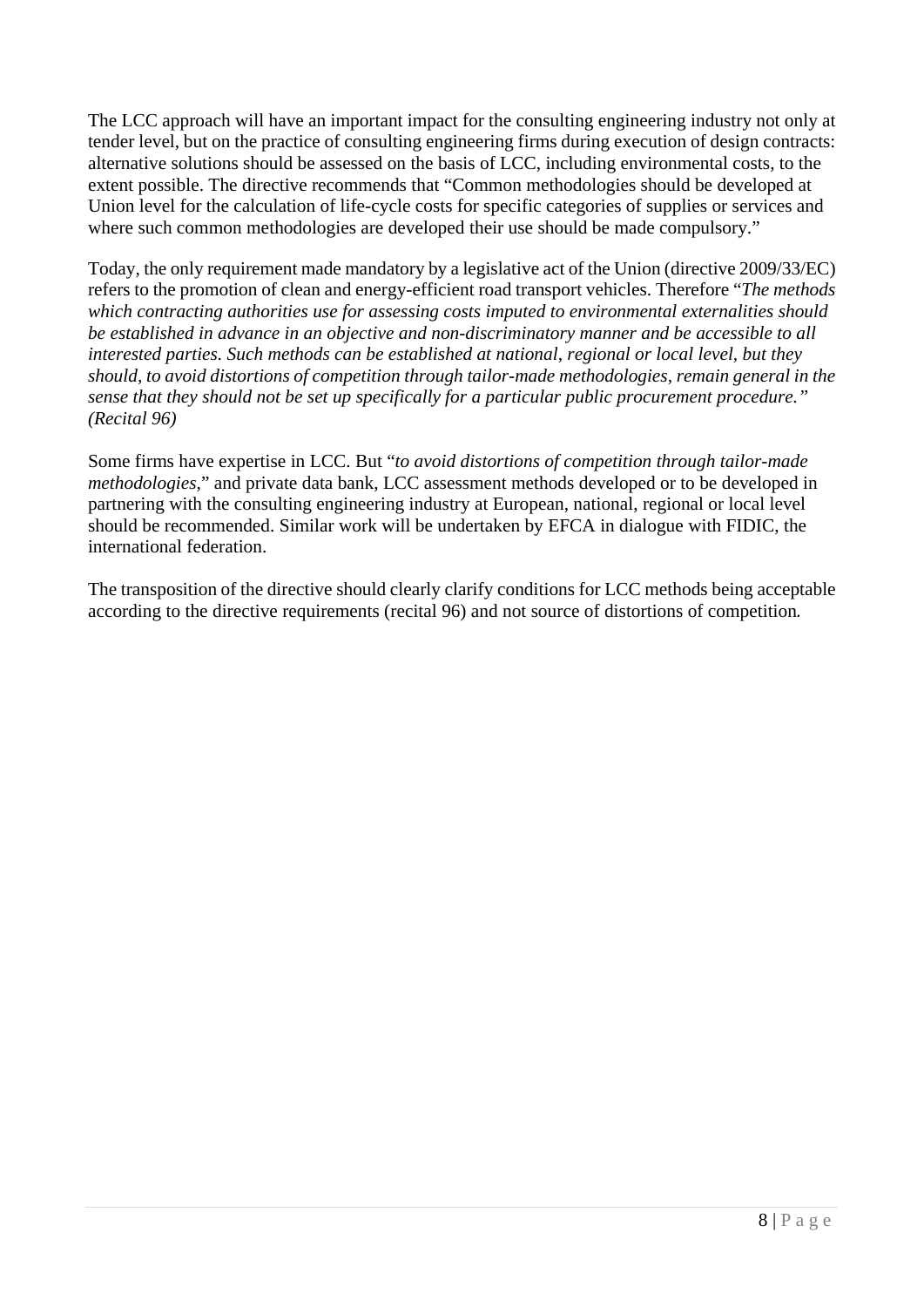The LCC approach will have an important impact for the consulting engineering industry not only at tender level, but on the practice of consulting engineering firms during execution of design contracts: alternative solutions should be assessed on the basis of LCC, including environmental costs, to the extent possible. The directive recommends that "Common methodologies should be developed at Union level for the calculation of life-cycle costs for specific categories of supplies or services and where such common methodologies are developed their use should be made compulsory."

Today, the only requirement made mandatory by a legislative act of the Union (directive 2009/33/EC) refers to the promotion of clean and energy-efficient road transport vehicles. Therefore "*The methods which contracting authorities use for assessing costs imputed to environmental externalities should be established in advance in an objective and non-discriminatory manner and be accessible to all interested parties. Such methods can be established at national, regional or local level, but they should, to avoid distortions of competition through tailor-made methodologies, remain general in the sense that they should not be set up specifically for a particular public procurement procedure." (Recital 96)*

Some firms have expertise in LCC. But "*to avoid distortions of competition through tailor-made methodologies*," and private data bank, LCC assessment methods developed or to be developed in partnering with the consulting engineering industry at European, national, regional or local level should be recommended. Similar work will be undertaken by EFCA in dialogue with FIDIC, the international federation.

The transposition of the directive should clearly clarify conditions for LCC methods being acceptable according to the directive requirements (recital 96) and not source of distortions of competition.